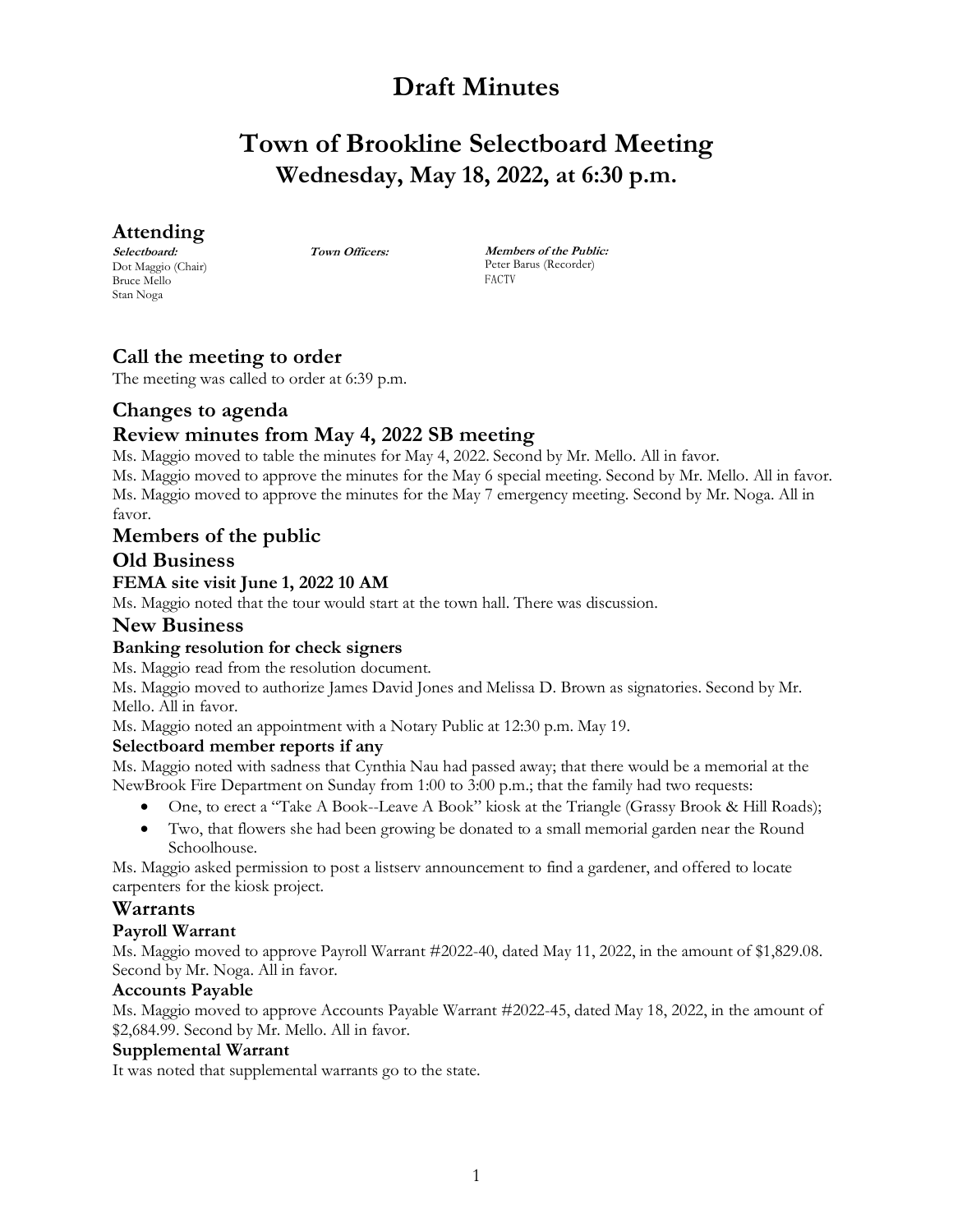# Draft Minutes

# Town of Brookline Selectboard Meeting

## Wednesday, May 18, 2022, at 6:30 p.m.

## Attending

***Selectboard:***
Dot Maggio (Chair)
Bruce Mello
Stan Noga

***Town Officers:***

***Members of the Public:***
Peter Barus (Recorder)
FACTV

## Call the meeting to order

The meeting was called to order at 6:39 p.m.

## Changes to agenda

## Review minutes from May 4, 2022 SB meeting

Ms. Maggio moved to table the minutes for May 4, 2022. Second by Mr. Mello. All in favor.
Ms. Maggio moved to approve the minutes for the May 6 special meeting. Second by Mr. Mello. All in favor.
Ms. Maggio moved to approve the minutes for the May 7 emergency meeting. Second by Mr. Noga. All in favor.

## Members of the public

## Old Business

### FEMA site visit June 1, 2022 10 AM

Ms. Maggio noted that the tour would start at the town hall. There was discussion.

## New Business

### Banking resolution for check signers

Ms. Maggio read from the resolution document.
Ms. Maggio moved to authorize James David Jones and Melissa D. Brown as signatories. Second by Mr. Mello. All in favor.
Ms. Maggio noted an appointment with a Notary Public at 12:30 p.m. May 19.

### Selectboard member reports if any

Ms. Maggio noted with sadness that Cynthia Nau had passed away; that there would be a memorial at the NewBrook Fire Department on Sunday from 1:00 to 3:00 p.m.; that the family had two requests:

- One, to erect a "Take A Book--Leave A Book" kiosk at the Triangle (Grassy Brook & Hill Roads);
- Two, that flowers she had been growing be donated to a small memorial garden near the Round Schoolhouse.

Ms. Maggio asked permission to post a listserv announcement to find a gardener, and offered to locate carpenters for the kiosk project.

## Warrants

### Payroll Warrant

Ms. Maggio moved to approve Payroll Warrant #2022-40, dated May 11, 2022, in the amount of $1,829.08. Second by Mr. Noga. All in favor.

### Accounts Payable

Ms. Maggio moved to approve Accounts Payable Warrant #2022-45, dated May 18, 2022, in the amount of $2,684.99. Second by Mr. Mello. All in favor.

### Supplemental Warrant

It was noted that supplemental warrants go to the state.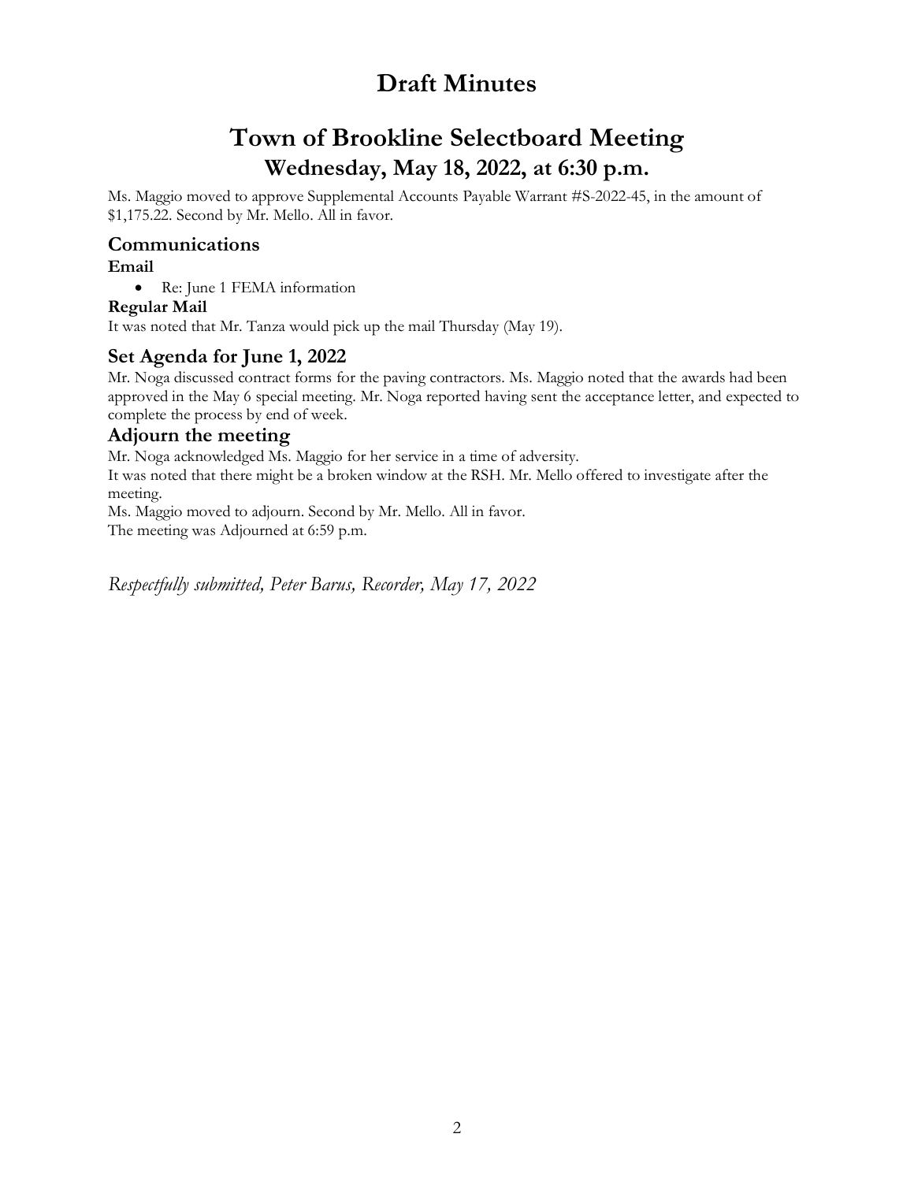# Draft Minutes

# Town of Brookline Selectboard Meeting

## Wednesday, May 18, 2022, at 6:30 p.m.

Ms. Maggio moved to approve Supplemental Accounts Payable Warrant #S-2022-45, in the amount of $1,175.22. Second by Mr. Mello. All in favor.

### Communications

**Email**

- Re: June 1 FEMA information

**Regular Mail**

It was noted that Mr. Tanza would pick up the mail Thursday (May 19).

### Set Agenda for June 1, 2022

Mr. Noga discussed contract forms for the paving contractors. Ms. Maggio noted that the awards had been approved in the May 6 special meeting. Mr. Noga reported having sent the acceptance letter, and expected to complete the process by end of week.

### Adjourn the meeting

Mr. Noga acknowledged Ms. Maggio for her service in a time of adversity.
It was noted that there might be a broken window at the RSH. Mr. Mello offered to investigate after the meeting.
Ms. Maggio moved to adjourn. Second by Mr. Mello. All in favor.
The meeting was Adjourned at 6:59 p.m.

*Respectfully submitted, Peter Barus, Recorder, May 17, 2022*